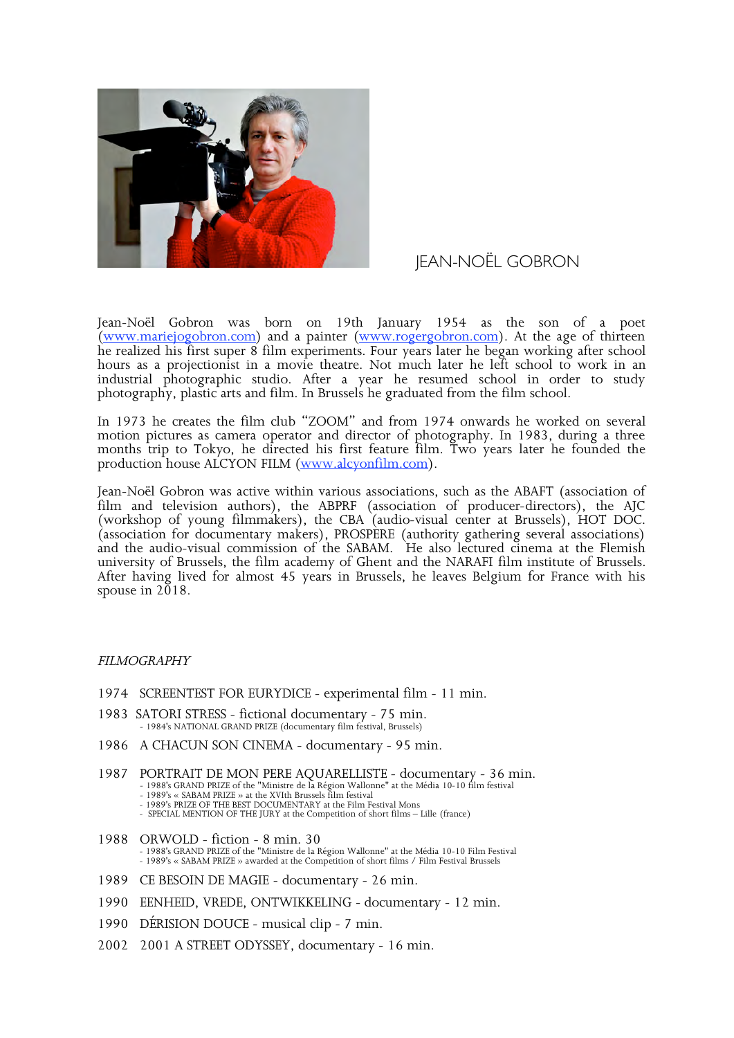# JEAN-NOËL GOBRON

Jean-Noël Gobron was born on 19th January 1954 as the son of a poet (www.mariejogobron.com) and a painter (www.rogergobron.com). At the age of thirteen he realized his first super 8 film experiments. Four years later he began working after school hours as a projectionist in a movie theatre. Not much later he left school to work in an industrial photographic studio. After a year he resumed school in order to study photography, plastic arts and film. In Brussels he graduated from the film school.

In 1973 he creates the film club "ZOOM" and from 1974 onwards he worked on several motion pictures as camera operator and director of photography. In 1983, during a three months trip to Tokyo, he directed his first feature film. Two years later he founded the production house ALCYON FILM (www.alcyonfilm.com).

Jean-Noël Gobron was active within various associations, such as the ABAFT (association of film and television authors), the ABPRF (association of producer-directors), the AJC (workshop of young filmmakers), the CBA (audio-visual center at Brussels), HOT DOC. (association for documentary makers), PROSPERE (authority gathering several associations) and the audio-visual commission of the SABAM. He also lectured cinema at the Flemish university of Brussels, the film academy of Ghent and the NARAFI film institute of Brussels. After having lived for almost 45 years in Brussels, he leaves Belgium for France with his spouse in 2018.

## *FILMOGRAPHY*

1974 SCREENTEST FOR EURYDICE - experimental film - 11 min.

1983 SATORI STRESS - fictional documentary - 75 min.
- 1984's NATIONAL GRAND PRIZE (documentary film festival, Brussels)

1986 A CHACUN SON CINEMA - documentary - 95 min.

1987 PORTRAIT DE MON PERE AQUARELLISTE - documentary - 36 min.
- 1988's GRAND PRIZE of the "Ministre de la Région Wallonne" at the Média 10-10 film festival
- 1989's « SABAM PRIZE » at the XVIth Brussels film festival
- 1989's PRIZE OF THE BEST DOCUMENTARY at the Film Festival Mons
- SPECIAL MENTION OF THE JURY at the Competition of short films – Lille (france)

1988 ORWOLD - fiction - 8 min. 30
- 1988's GRAND PRIZE of the "Ministre de la Région Wallonne" at the Média 10-10 Film Festival
- 1989's « SABAM PRIZE » awarded at the Competition of short films / Film Festival Brussels

1989 CE BESOIN DE MAGIE - documentary - 26 min.

1990 EENHEID, VREDE, ONTWIKKELING - documentary - 12 min.

1990 DÉRISION DOUCE - musical clip - 7 min.

2002 2001 A STREET ODYSSEY, documentary - 16 min.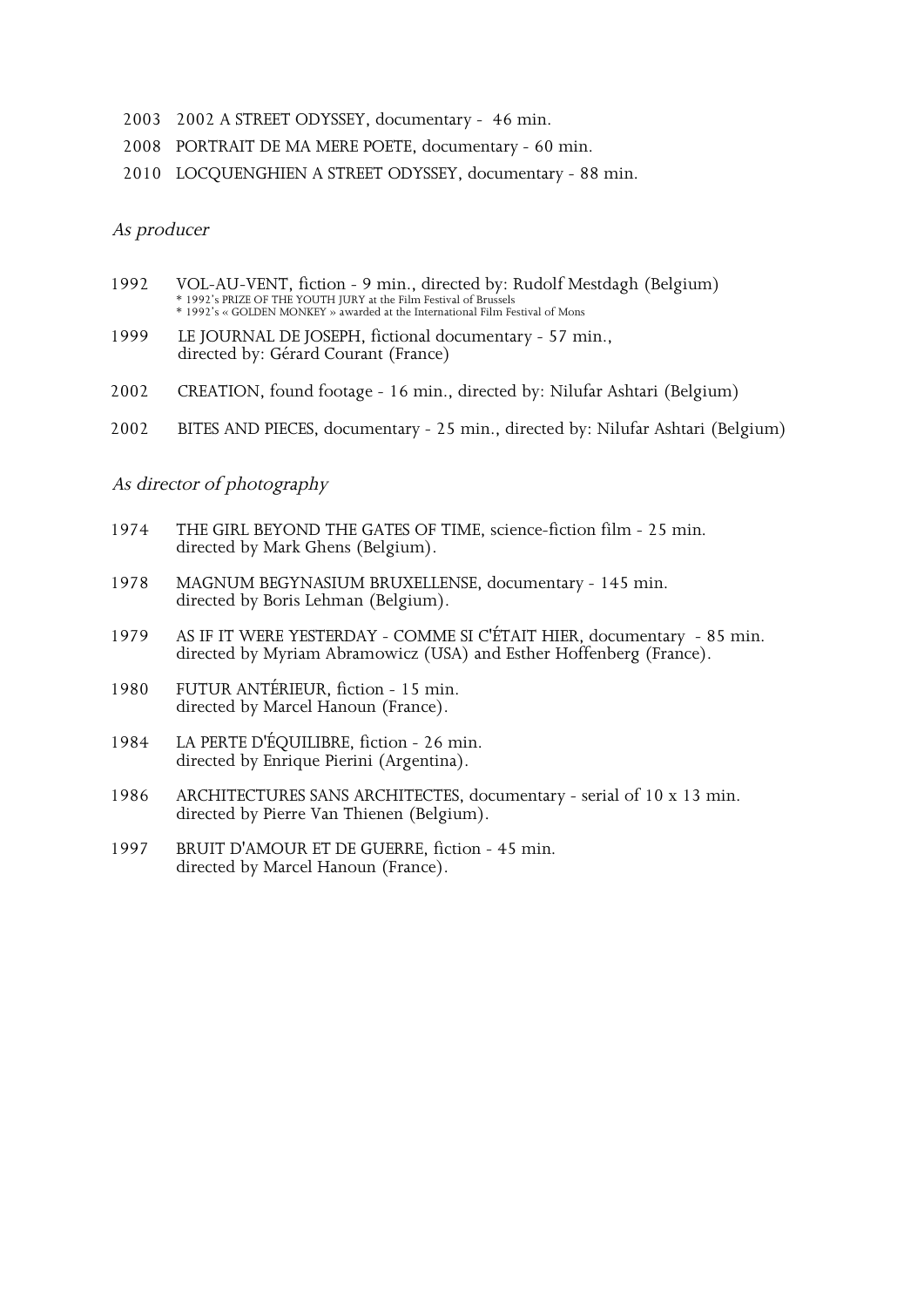2003 2002 A STREET ODYSSEY, documentary - 46 min.

2008 PORTRAIT DE MA MERE POETE, documentary - 60 min.

2010 LOCQUENGHIEN A STREET ODYSSEY, documentary - 88 min.

*As producer*

1992 VOL-AU-VENT, fiction - 9 min., directed by: Rudolf Mestdagh (Belgium)
* 1992's PRIZE OF THE YOUTH JURY at the Film Festival of Brussels
* 1992's « GOLDEN MONKEY » awarded at the International Film Festival of Mons

1999 LE JOURNAL DE JOSEPH, fictional documentary - 57 min.,
directed by: Gérard Courant (France)

2002 CREATION, found footage - 16 min., directed by: Nilufar Ashtari (Belgium)

2002 BITES AND PIECES, documentary - 25 min., directed by: Nilufar Ashtari (Belgium)

*As director of photography*

1974 THE GIRL BEYOND THE GATES OF TIME, science-fiction film - 25 min.
directed by Mark Ghens (Belgium).

1978 MAGNUM BEGYNASIUM BRUXELLENSE, documentary - 145 min.
directed by Boris Lehman (Belgium).

1979 AS IF IT WERE YESTERDAY - COMME SI C'ÉTAIT HIER, documentary - 85 min.
directed by Myriam Abramowicz (USA) and Esther Hoffenberg (France).

1980 FUTUR ANTÉRIEUR, fiction - 15 min.
directed by Marcel Hanoun (France).

1984 LA PERTE D'ÉQUILIBRE, fiction - 26 min.
directed by Enrique Pierini (Argentina).

1986 ARCHITECTURES SANS ARCHITECTES, documentary - serial of 10 x 13 min.
directed by Pierre Van Thienen (Belgium).

1997 BRUIT D'AMOUR ET DE GUERRE, fiction - 45 min.
directed by Marcel Hanoun (France).